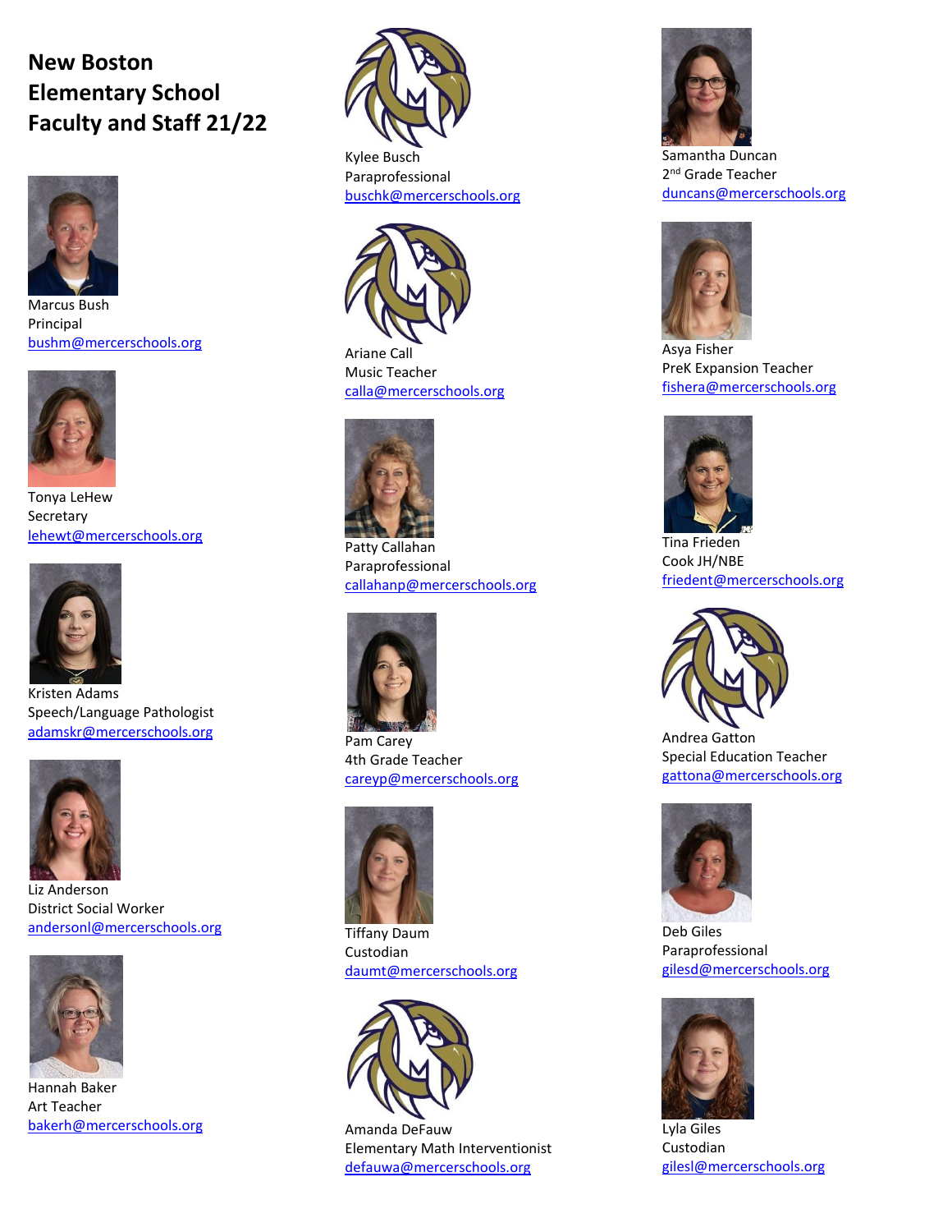# New Boston Elementary School Faculty and Staff 21/22

Marcus Bush
Principal
bushm@mercerschools.org

Tonya LeHew
Secretary
lehewt@mercerschools.org

Kristen Adams
Speech/Language Pathologist
adamskr@mercerschools.org

Liz Anderson
District Social Worker
andersonl@mercerschools.org

Hannah Baker
Art Teacher
bakerh@mercerschools.org

Kylee Busch
Paraprofessional
buschk@mercerschools.org

Ariane Call
Music Teacher
calla@mercerschools.org

Patty Callahan
Paraprofessional
callahanp@mercerschools.org

Pam Carey
4th Grade Teacher
careyp@mercerschools.org

Tiffany Daum
Custodian
daumt@mercerschools.org

Amanda DeFauw
Elementary Math Interventionist
defauwa@mercerschools.org

Samantha Duncan
2nd Grade Teacher
duncans@mercerschools.org

Asya Fisher
PreK Expansion Teacher
fishera@mercerschools.org

Tina Frieden
Cook JH/NBE
friedent@mercerschools.org

Andrea Gatton
Special Education Teacher
gattona@mercerschools.org

Deb Giles
Paraprofessional
gilesd@mercerschools.org

Lyla Giles
Custodian
gilesl@mercerschools.org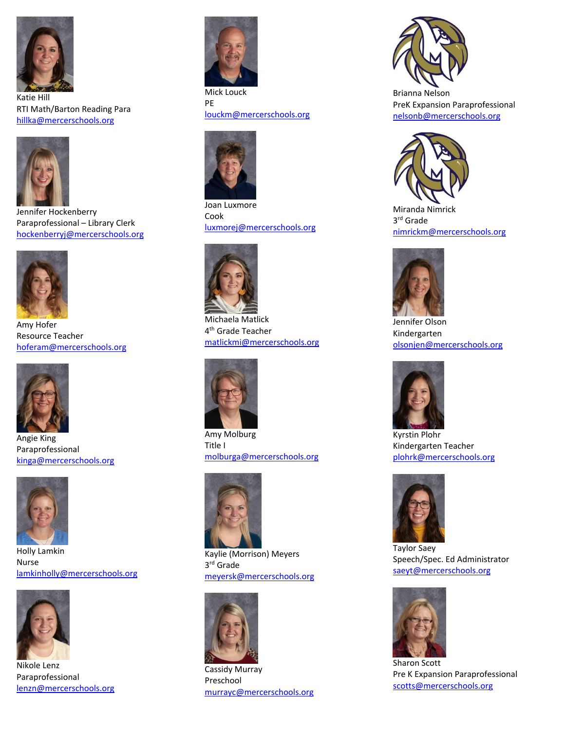Katie Hill
RTI Math/Barton Reading Para
hillka@mercerschools.org

Jennifer Hockenberry
Paraprofessional – Library Clerk
hockenberryj@mercerschools.org

Amy Hofer
Resource Teacher
hoferam@mercerschools.org

Angie King
Paraprofessional
kinga@mercerschools.org

Holly Lamkin
Nurse
lamkinholly@mercerschools.org

Nikole Lenz
Paraprofessional
lenzn@mercerschools.org

Mick Louck
PE
louckm@mercerschools.org

Joan Luxmore
Cook
luxmorej@mercerschools.org

Michaela Matlick
4th Grade Teacher
matlickmi@mercerschools.org

Amy Molburg
Title I
molburga@mercerschools.org

Kaylie (Morrison) Meyers
3rd Grade
meyersk@mercerschools.org

Cassidy Murray
Preschool
murrayc@mercerschools.org

Brianna Nelson
PreK Expansion Paraprofessional
nelsonb@mercerschools.org

Miranda Nimrick
3rd Grade
nimrickm@mercerschools.org

Jennifer Olson
Kindergarten
olsonjen@mercerschools.org

Kyrstin Plohr
Kindergarten Teacher
plohrk@mercerschools.org

Taylor Saey
Speech/Spec. Ed Administrator
saeyt@mercerschools.org

Sharon Scott
Pre K Expansion Paraprofessional
scotts@mercerschools.org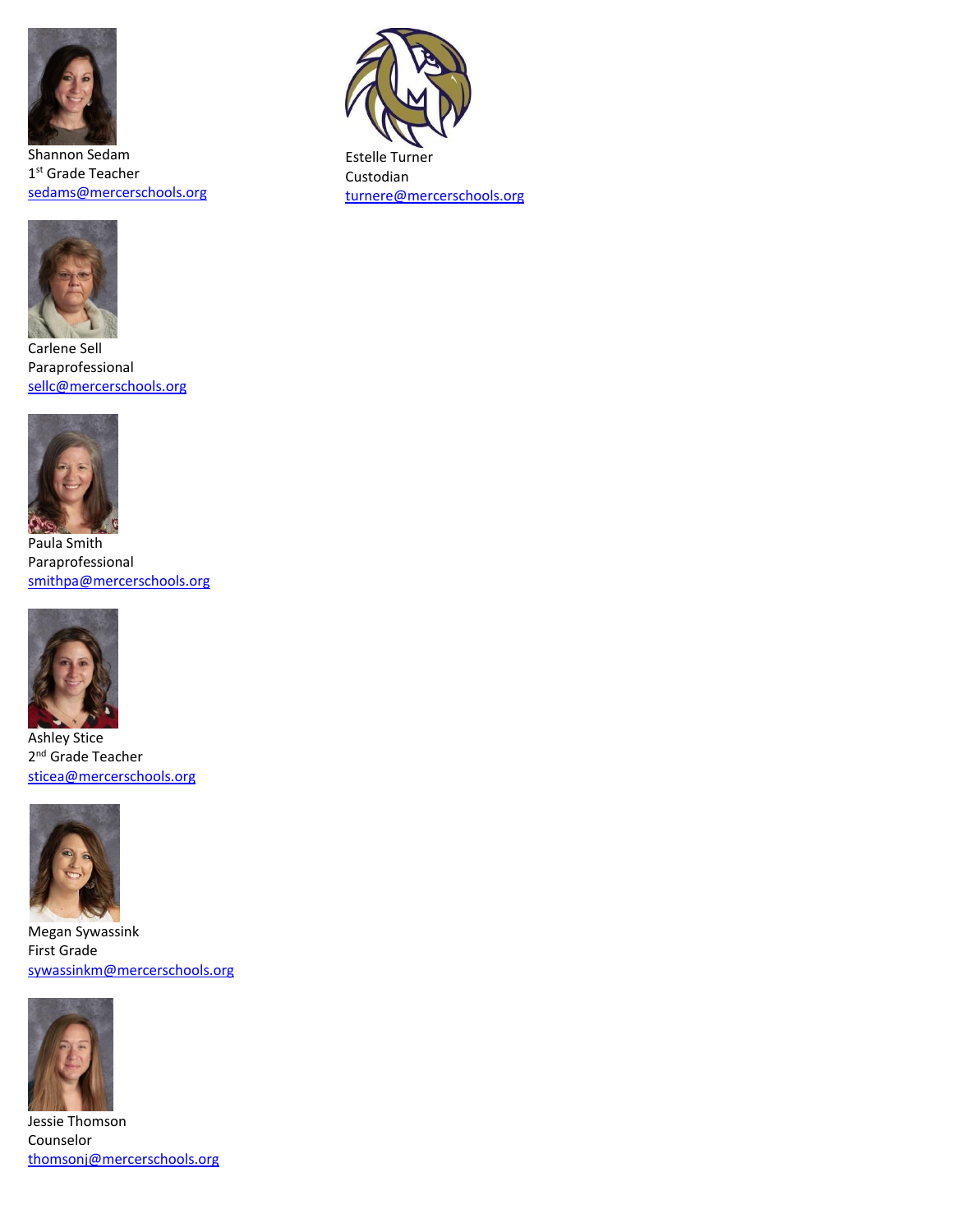Shannon Sedam
1st Grade Teacher
sedams@mercerschools.org

Carlene Sell
Paraprofessional
sellc@mercerschools.org

Paula Smith
Paraprofessional
smithpa@mercerschools.org

Ashley Stice
2nd Grade Teacher
sticea@mercerschools.org

Megan Sywassink
First Grade
sywassinkm@mercerschools.org

Jessie Thomson
Counselor
thomsonj@mercerschools.org

Estelle Turner
Custodian
turnere@mercerschools.org